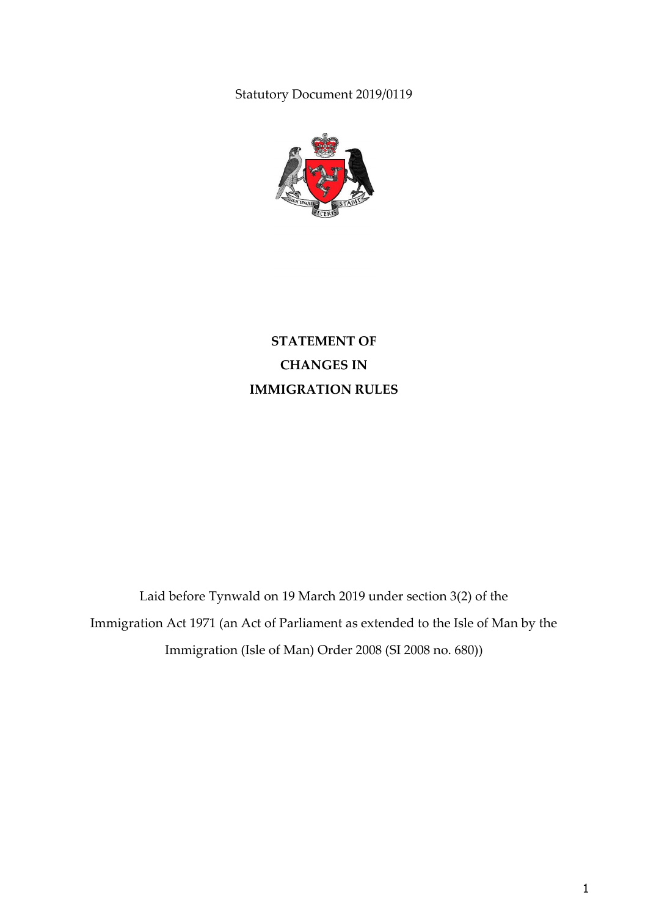Statutory Document 2019/0119

# STATEMENT OF CHANGES IN IMMIGRATION RULES

Laid before Tynwald on 19 March 2019 under section 3(2) of the Immigration Act 1971 (an Act of Parliament as extended to the Isle of Man by the Immigration (Isle of Man) Order 2008 (SI 2008 no. 680))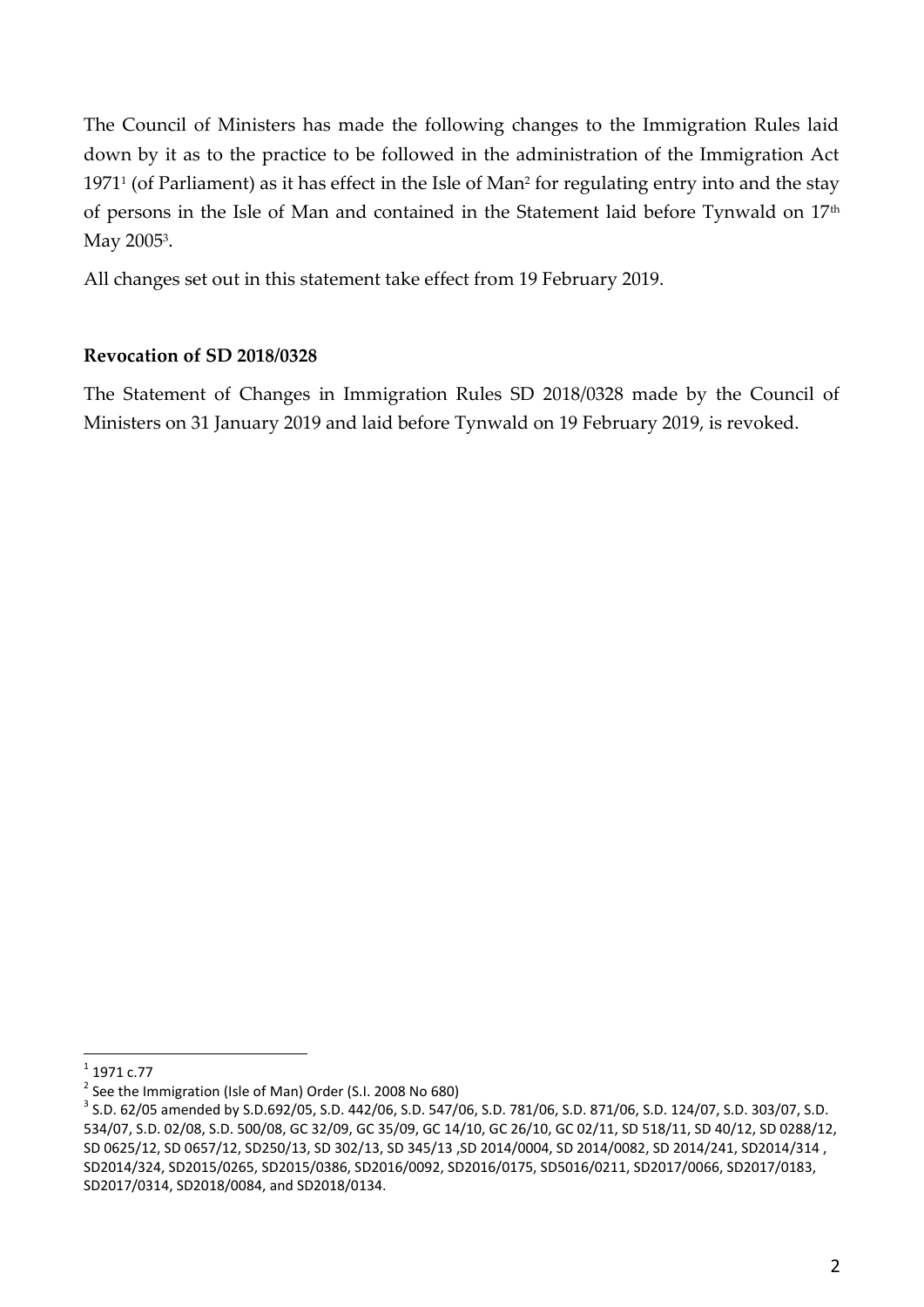The Council of Ministers has made the following changes to the Immigration Rules laid down by it as to the practice to be followed in the administration of the Immigration Act 1971[1] (of Parliament) as it has effect in the Isle of Man[2] for regulating entry into and the stay of persons in the Isle of Man and contained in the Statement laid before Tynwald on 17th May 2005[3].

All changes set out in this statement take effect from 19 February 2019.

**Revocation of SD 2018/0328**

The Statement of Changes in Immigration Rules SD 2018/0328 made by the Council of Ministers on 31 January 2019 and laid before Tynwald on 19 February 2019, is revoked.

---

[1] 1971 c.77

[2] See the Immigration (Isle of Man) Order (S.I. 2008 No 680)

[3] S.D. 62/05 amended by S.D.692/05, S.D. 442/06, S.D. 547/06, S.D. 781/06, S.D. 871/06, S.D. 124/07, S.D. 303/07, S.D. 534/07, S.D. 02/08, S.D. 500/08, GC 32/09, GC 35/09, GC 14/10, GC 26/10, GC 02/11, SD 518/11, SD 40/12, SD 0288/12, SD 0625/12, SD 0657/12, SD250/13, SD 302/13, SD 345/13 ,SD 2014/0004, SD 2014/0082, SD 2014/241, SD2014/314 , SD2014/324, SD2015/0265, SD2015/0386, SD2016/0092, SD2016/0175, SD5016/0211, SD2017/0066, SD2017/0183, SD2017/0314, SD2018/0084, and SD2018/0134.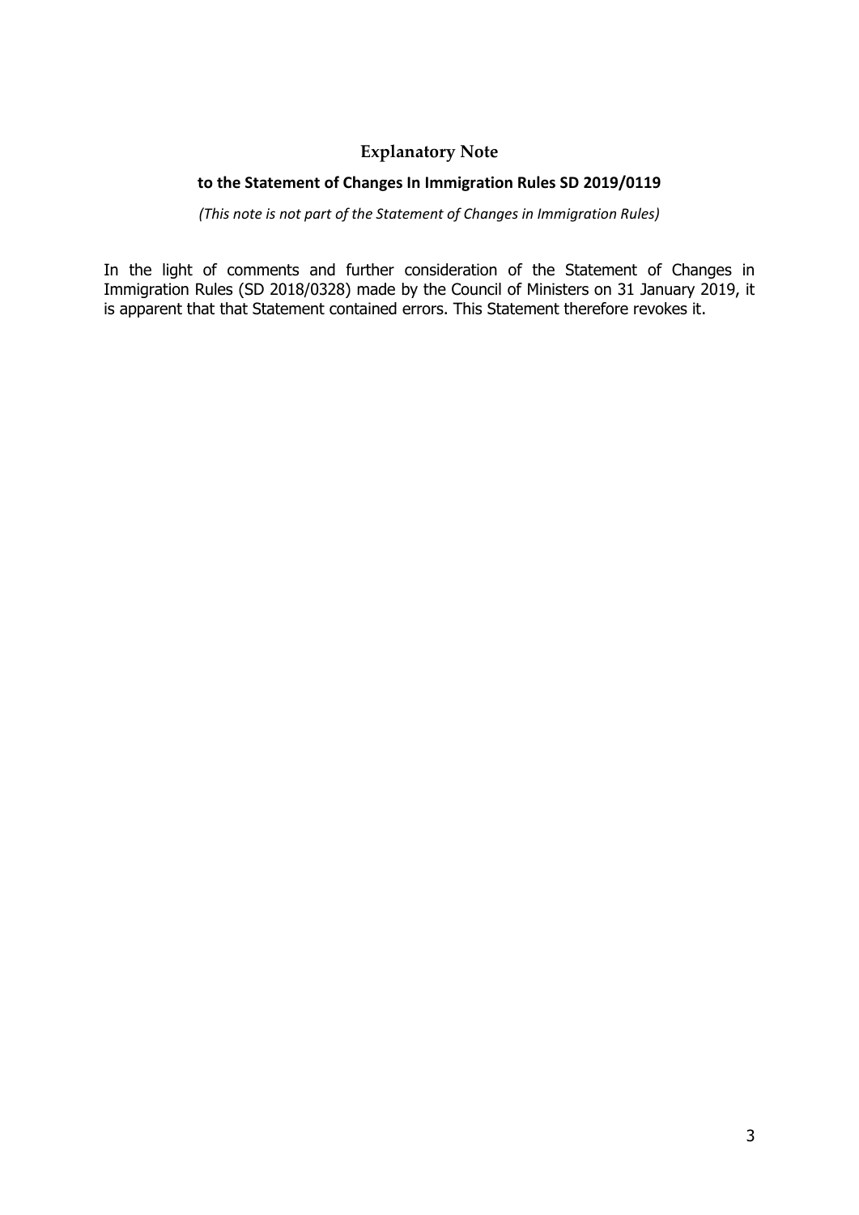# Explanatory Note

## to the Statement of Changes In Immigration Rules SD 2019/0119

*(This note is not part of the Statement of Changes in Immigration Rules)*

In the light of comments and further consideration of the Statement of Changes in Immigration Rules (SD 2018/0328) made by the Council of Ministers on 31 January 2019, it is apparent that that Statement contained errors. This Statement therefore revokes it.